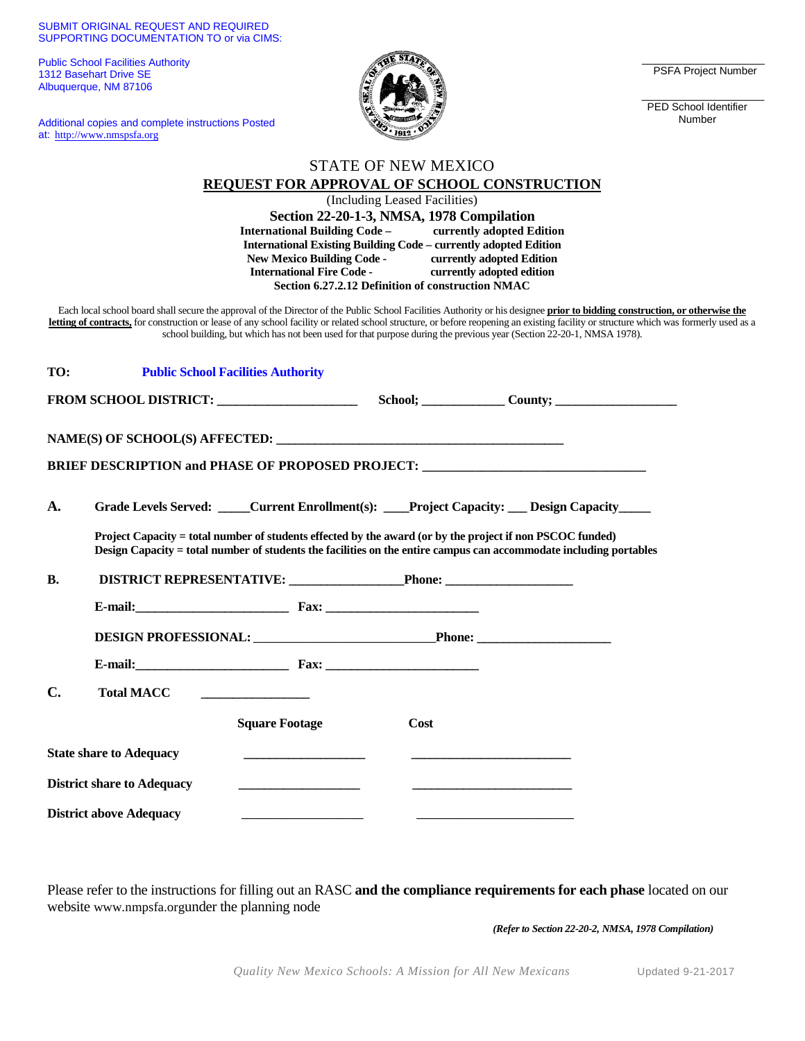SUBMIT ORIGINAL REQUEST AND REQUIRED SUPPORTING DOCUMENTATION TO or via CIMS:

Public School Facilities Authority
1312 Basehart Drive SE
Albuquerque, NM 87106

Additional copies and complete instructions Posted at: http://www.nmspsfa.org

\_\_\_\_\_\_\_\_\_\_\_\_\_\_\_\_\_\_\_\_
PSFA Project Number

\_\_\_\_\_\_\_\_\_\_\_\_\_\_\_\_\_\_\_\_
PED School Identifier Number

# STATE OF NEW MEXICO

## REQUEST FOR APPROVAL OF SCHOOL CONSTRUCTION

(Including Leased Facilities)

**Section 22-20-1-3, NMSA, 1978 Compilation**

**International Building Code – currently adopted Edition**
**International Existing Building Code – currently adopted Edition**
**New Mexico Building Code - currently adopted Edition**
**International Fire Code - currently adopted edition**
**Section 6.27.2.12 Definition of construction NMAC**

Each local school board shall secure the approval of the Director of the Public School Facilities Authority or his designee **prior to bidding construction, or otherwise the letting of contracts,** for construction or lease of any school facility or related school structure, or before reopening an existing facility or structure which was formerly used as a school building, but which has not been used for that purpose during the previous year (Section 22-20-1, NMSA 1978).

**TO:** **Public School Facilities Authority**

**FROM SCHOOL DISTRICT:** \_\_\_\_\_\_\_\_\_\_\_\_\_\_\_\_\_\_\_\_\_\_ **School;** \_\_\_\_\_\_\_\_\_\_\_\_\_ **County;** \_\_\_\_\_\_\_\_\_\_\_\_\_\_\_\_\_\_\_

**NAME(S) OF SCHOOL(S) AFFECTED:** \_\_\_\_\_\_\_\_\_\_\_\_\_\_\_\_\_\_\_\_\_\_\_\_\_\_\_\_\_\_\_\_\_\_\_\_\_\_\_\_\_\_\_\_\_\_\_

**BRIEF DESCRIPTION and PHASE OF PROPOSED PROJECT:** \_\_\_\_\_\_\_\_\_\_\_\_\_\_\_\_\_\_\_\_\_\_\_\_\_\_\_\_\_\_\_\_\_\_\_\_

**A.** **Grade Levels Served:** \_\_\_\_\_**Current Enrollment(s):** \_\_\_\_**Project Capacity:** \_\_\_ **Design Capacity**\_\_\_\_\_

**Project Capacity = total number of students effected by the award (or by the project if non PSCOC funded)**
**Design Capacity = total number of students the facilities on the entire campus can accommodate including portables**

**B.** **DISTRICT REPRESENTATIVE:** \_\_\_\_\_\_\_\_\_\_\_\_\_\_\_\_\_\_**Phone:** \_\_\_\_\_\_\_\_\_\_\_\_\_\_\_\_\_\_\_\_

**E-mail:**\_\_\_\_\_\_\_\_\_\_\_\_\_\_\_\_\_\_\_\_\_\_\_\_ **Fax:** \_\_\_\_\_\_\_\_\_\_\_\_\_\_\_\_\_\_\_\_\_\_\_\_

**DESIGN PROFESSIONAL:** \_\_\_\_\_\_\_\_\_\_\_\_\_\_\_\_\_\_\_\_\_\_\_\_\_\_\_\_**Phone:** \_\_\_\_\_\_\_\_\_\_\_\_\_\_\_\_\_\_\_\_\_

**E-mail:**\_\_\_\_\_\_\_\_\_\_\_\_\_\_\_\_\_\_\_\_\_\_\_\_ **Fax:** \_\_\_\_\_\_\_\_\_\_\_\_\_\_\_\_\_\_\_\_\_\_\_\_

**C.** **Total MACC** \_\_\_\_\_\_\_\_\_\_\_\_\_\_\_\_\_

| | **Square Footage** | **Cost** |
|---|---|---|
| **State share to Adequacy** | \_\_\_\_\_\_\_\_\_\_\_\_\_\_\_\_\_\_ | \_\_\_\_\_\_\_\_\_\_\_\_\_\_\_\_\_\_\_\_\_\_\_\_ |
| **District share to Adequacy** | \_\_\_\_\_\_\_\_\_\_\_\_\_\_\_\_\_\_ | \_\_\_\_\_\_\_\_\_\_\_\_\_\_\_\_\_\_\_\_\_\_\_\_ |
| **District above Adequacy** | \_\_\_\_\_\_\_\_\_\_\_\_\_\_\_\_\_\_ | \_\_\_\_\_\_\_\_\_\_\_\_\_\_\_\_\_\_\_\_\_\_\_\_ |

Please refer to the instructions for filling out an RASC **and the compliance requirements for each phase** located on our website www.nmpsfa.orgunder the planning node

***(Refer to Section 22-20-2, NMSA, 1978 Compilation)***

*Quality New Mexico Schools: A Mission for All New Mexicans* Updated 9-21-2017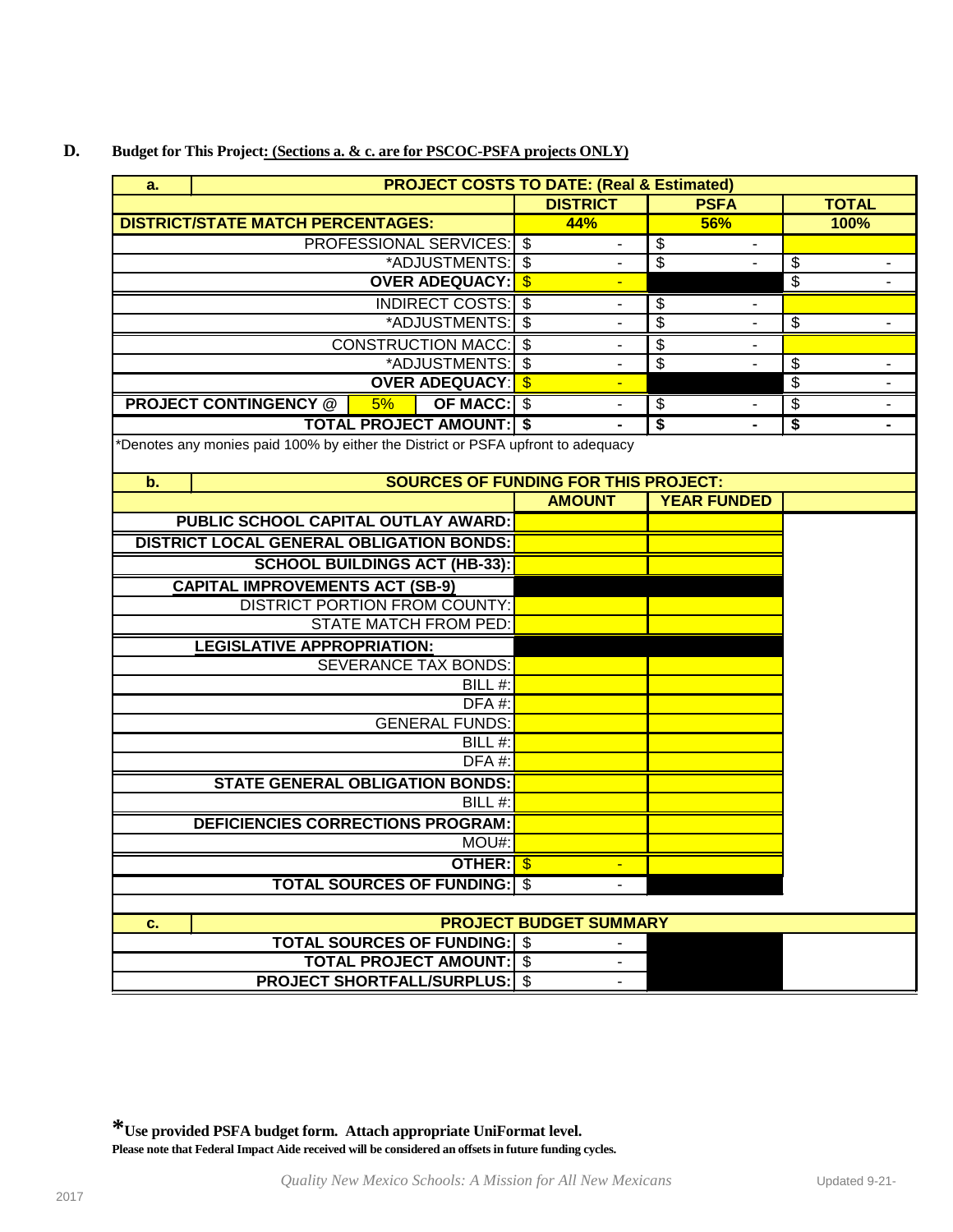**D. Budget for This Project: (Sections a. & c. are for PSCOC-PSFA projects ONLY)**

| a. | PROJECT COSTS TO DATE: (Real & Estimated) | | |
|---|---|---|---|
| | DISTRICT | PSFA | TOTAL |
| DISTRICT/STATE MATCH PERCENTAGES: | 44% | 56% | 100% |
| PROFESSIONAL SERVICES: | $ - | $ - | |
| *ADJUSTMENTS: | $ - | $ - | $ - |
| OVER ADEQUACY: | $ - | | $ - |
| INDIRECT COSTS: | $ - | $ - | |
| *ADJUSTMENTS: | $ - | $ - | $ - |
| CONSTRUCTION MACC: | $ - | $ - | |
| *ADJUSTMENTS: | $ - | $ - | $ - |
| OVER ADEQUACY: | $ - | | $ - |
| PROJECT CONTINGENCY @ 5% OF MACC: | $ - | $ - | $ - |
| TOTAL PROJECT AMOUNT: | $ - | $ - | $ - |

*Denotes any monies paid 100% by either the District or PSFA upfront to adequacy

| b. | SOURCES OF FUNDING FOR THIS PROJECT: | |
|---|---|---|
| | AMOUNT | YEAR FUNDED |
| PUBLIC SCHOOL CAPITAL OUTLAY AWARD: | | |
| DISTRICT LOCAL GENERAL OBLIGATION BONDS: | | |
| SCHOOL BUILDINGS ACT (HB-33): | | |
| CAPITAL IMPROVEMENTS ACT (SB-9) | | |
| DISTRICT PORTION FROM COUNTY: | | |
| STATE MATCH FROM PED: | | |
| LEGISLATIVE APPROPRIATION: | | |
| SEVERANCE TAX BONDS: | | |
| BILL #: | | |
| DFA #: | | |
| GENERAL FUNDS: | | |
| BILL #: | | |
| DFA #: | | |
| STATE GENERAL OBLIGATION BONDS: | | |
| BILL #: | | |
| DEFICIENCIES CORRECTIONS PROGRAM: | | |
| MOU#: | | |
| OTHER: | $ - | |
| TOTAL SOURCES OF FUNDING: | $ - | |

| c. | PROJECT BUDGET SUMMARY |
|---|---|
| TOTAL SOURCES OF FUNDING: | $ - |
| TOTAL PROJECT AMOUNT: | $ - |
| PROJECT SHORTFALL/SURPLUS: | $ - |

***Use provided PSFA budget form. Attach appropriate UniFormat level.**

**Please note that Federal Impact Aide received will be considered an offsets in future funding cycles.**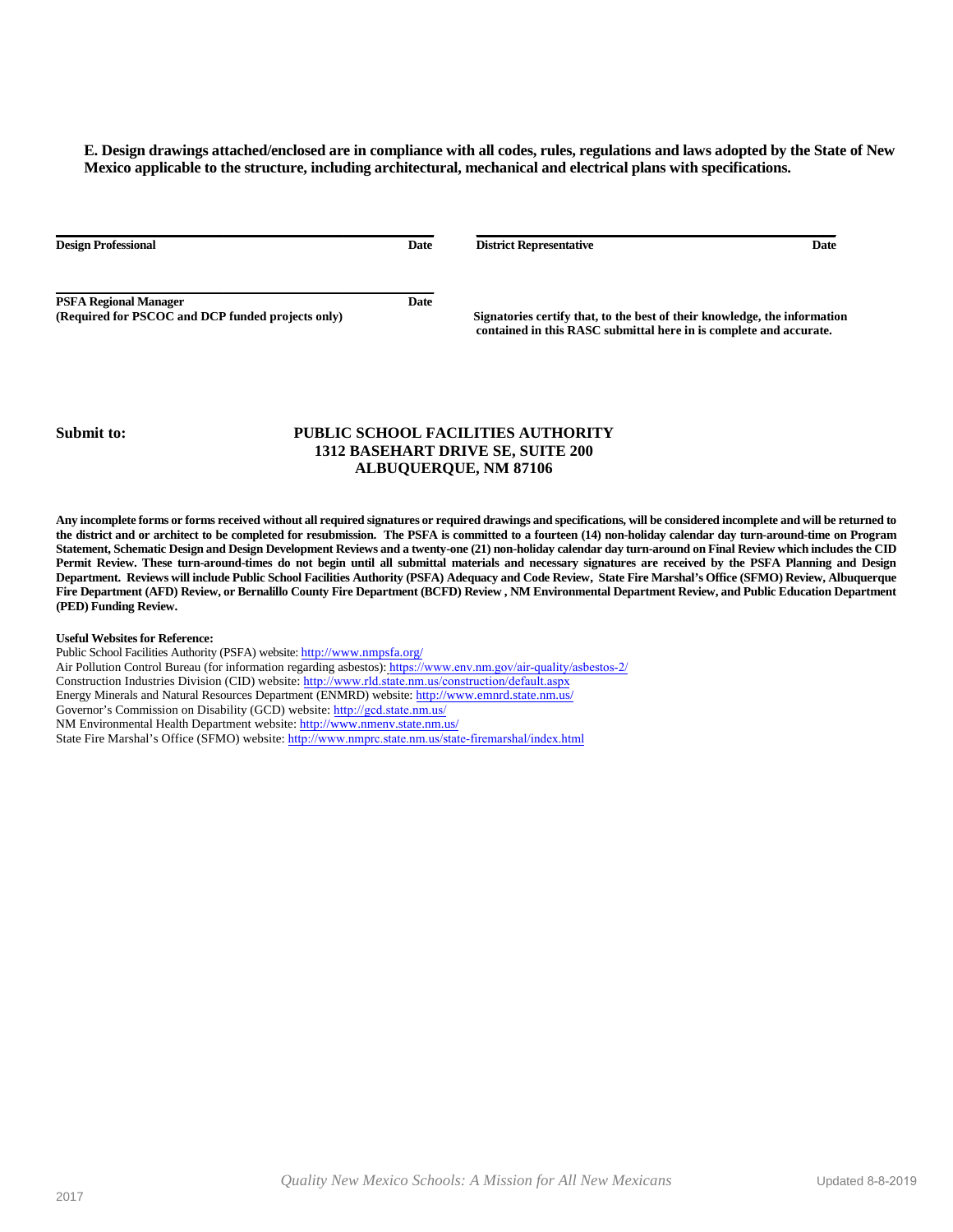**E. Design drawings attached/enclosed are in compliance with all codes, rules, regulations and laws adopted by the State of New Mexico applicable to the structure, including architectural, mechanical and electrical plans with specifications.**

| | | | |
|---|---|---|---|
| **Design Professional** | **Date** | **District Representative** | **Date** |
| **PSFA Regional Manager** (Required for PSCOC and DCP funded projects only) | **Date** | **Signatories certify that, to the best of their knowledge, the information contained in this RASC submittal here in is complete and accurate.** | |

**Submit to:**

**PUBLIC SCHOOL FACILITIES AUTHORITY**
**1312 BASEHART DRIVE SE, SUITE 200**
**ALBUQUERQUE, NM 87106**

**Any incomplete forms or forms received without all required signatures or required drawings and specifications, will be considered incomplete and will be returned to the district and or architect to be completed for resubmission. The PSFA is committed to a fourteen (14) non-holiday calendar day turn-around-time on Program Statement, Schematic Design and Design Development Reviews and a twenty-one (21) non-holiday calendar day turn-around on Final Review which includes the CID Permit Review. These turn-around-times do not begin until all submittal materials and necessary signatures are received by the PSFA Planning and Design Department. Reviews will include Public School Facilities Authority (PSFA) Adequacy and Code Review, State Fire Marshal's Office (SFMO) Review, Albuquerque Fire Department (AFD) Review, or Bernalillo County Fire Department (BCFD) Review , NM Environmental Department Review, and Public Education Department (PED) Funding Review.**

**Useful Websites for Reference:**

Public School Facilities Authority (PSFA) website: http://www.nmpsfa.org/
Air Pollution Control Bureau (for information regarding asbestos): https://www.env.nm.gov/air-quality/asbestos-2/
Construction Industries Division (CID) website: http://www.rld.state.nm.us/construction/default.aspx
Energy Minerals and Natural Resources Department (ENMRD) website: http://www.emnrd.state.nm.us/
Governor's Commission on Disability (GCD) website: http://gcd.state.nm.us/
NM Environmental Health Department website: http://www.nmenv.state.nm.us/
State Fire Marshal's Office (SFMO) website: http://www.nmprc.state.nm.us/state-firemarshal/index.html